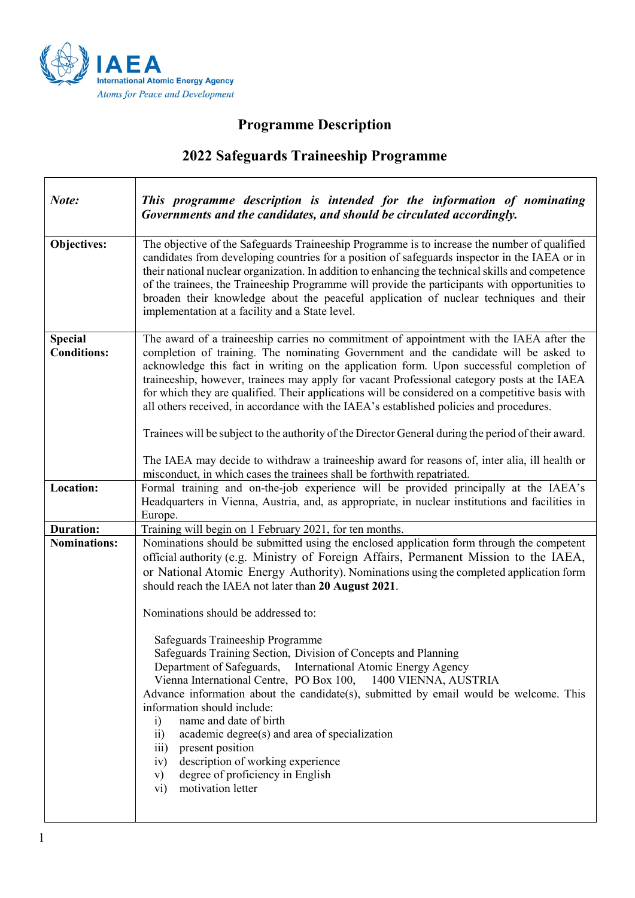IAEA
International Atomic Energy Agency
*Atoms for Peace and Development*

# Programme Description

## 2022 Safeguards Traineeship Programme

| | |
|---|---|
| ***Note:*** | ***This programme description is intended for the information of nominating Governments and the candidates, and should be circulated accordingly.*** |
| **Objectives:** | The objective of the Safeguards Traineeship Programme is to increase the number of qualified candidates from developing countries for a position of safeguards inspector in the IAEA or in their national nuclear organization. In addition to enhancing the technical skills and competence of the trainees, the Traineeship Programme will provide the participants with opportunities to broaden their knowledge about the peaceful application of nuclear techniques and their implementation at a facility and a State level. |
| **Special Conditions:** | The award of a traineeship carries no commitment of appointment with the IAEA after the completion of training. The nominating Government and the candidate will be asked to acknowledge this fact in writing on the application form. Upon successful completion of traineeship, however, trainees may apply for vacant Professional category posts at the IAEA for which they are qualified. Their applications will be considered on a competitive basis with all others received, in accordance with the IAEA's established policies and procedures.<br><br>Trainees will be subject to the authority of the Director General during the period of their award.<br><br>The IAEA may decide to withdraw a traineeship award for reasons of, inter alia, ill health or misconduct, in which cases the trainees shall be forthwith repatriated. |
| **Location:** | Formal training and on-the-job experience will be provided principally at the IAEA's Headquarters in Vienna, Austria, and, as appropriate, in nuclear institutions and facilities in Europe. |
| **Duration:** | Training will begin on 1 February 2021, for ten months. |
| **Nominations:** | Nominations should be submitted using the enclosed application form through the competent official authority (e.g. Ministry of Foreign Affairs, Permanent Mission to the IAEA, or National Atomic Energy Authority). Nominations using the completed application form should reach the IAEA not later than **20 August 2021**.<br><br>Nominations should be addressed to:<br><br>Safeguards Traineeship Programme<br>Safeguards Training Section, Division of Concepts and Planning<br>Department of Safeguards, International Atomic Energy Agency<br>Vienna International Centre, PO Box 100, 1400 VIENNA, AUSTRIA<br>Advance information about the candidate(s), submitted by email would be welcome. This information should include:<br>i) name and date of birth<br>ii) academic degree(s) and area of specialization<br>iii) present position<br>iv) description of working experience<br>v) degree of proficiency in English<br>vi) motivation letter |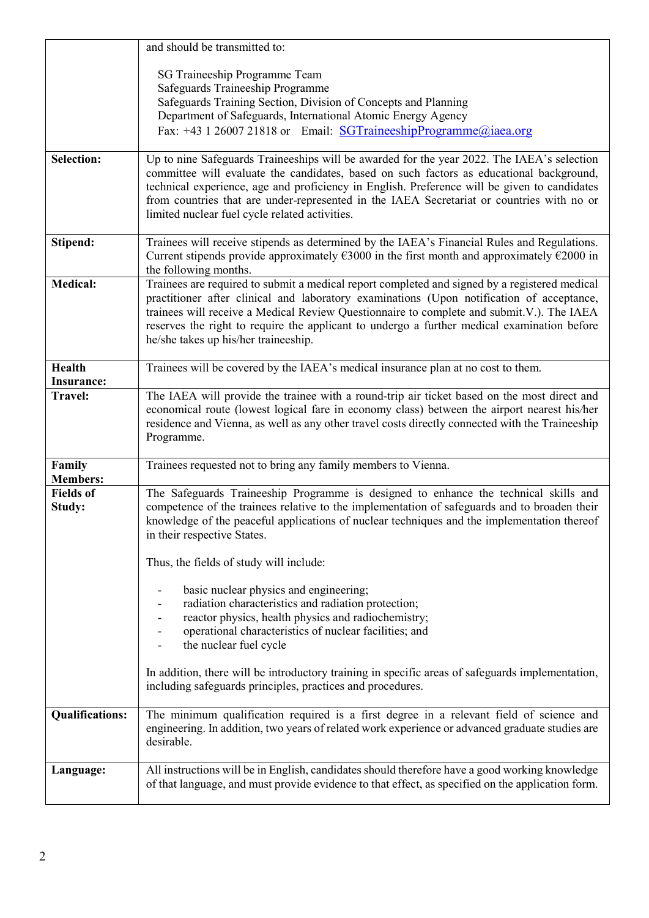| | |
|---|---|
| | and should be transmitted to:<br><br>SG Traineeship Programme Team<br>Safeguards Traineeship Programme<br>Safeguards Training Section, Division of Concepts and Planning<br>Department of Safeguards, International Atomic Energy Agency<br>Fax: +43 1 26007 21818 or Email: SGTraineeshipProgramme@iaea.org |
| **Selection:** | Up to nine Safeguards Traineeships will be awarded for the year 2022. The IAEA's selection committee will evaluate the candidates, based on such factors as educational background, technical experience, age and proficiency in English. Preference will be given to candidates from countries that are under-represented in the IAEA Secretariat or countries with no or limited nuclear fuel cycle related activities. |
| **Stipend:** | Trainees will receive stipends as determined by the IAEA's Financial Rules and Regulations. Current stipends provide approximately €3000 in the first month and approximately €2000 in the following months. |
| **Medical:** | Trainees are required to submit a medical report completed and signed by a registered medical practitioner after clinical and laboratory examinations (Upon notification of acceptance, trainees will receive a Medical Review Questionnaire to complete and submit.V.). The IAEA reserves the right to require the applicant to undergo a further medical examination before he/she takes up his/her traineeship. |
| **Health Insurance:** | Trainees will be covered by the IAEA's medical insurance plan at no cost to them. |
| **Travel:** | The IAEA will provide the trainee with a round-trip air ticket based on the most direct and economical route (lowest logical fare in economy class) between the airport nearest his/her residence and Vienna, as well as any other travel costs directly connected with the Traineeship Programme. |
| **Family Members:** | Trainees requested not to bring any family members to Vienna. |
| **Fields of Study:** | The Safeguards Traineeship Programme is designed to enhance the technical skills and competence of the trainees relative to the implementation of safeguards and to broaden their knowledge of the peaceful applications of nuclear techniques and the implementation thereof in their respective States.<br><br>Thus, the fields of study will include:<br><br>- basic nuclear physics and engineering;<br>- radiation characteristics and radiation protection;<br>- reactor physics, health physics and radiochemistry;<br>- operational characteristics of nuclear facilities; and<br>- the nuclear fuel cycle<br><br>In addition, there will be introductory training in specific areas of safeguards implementation, including safeguards principles, practices and procedures. |
| **Qualifications:** | The minimum qualification required is a first degree in a relevant field of science and engineering. In addition, two years of related work experience or advanced graduate studies are desirable. |
| **Language:** | All instructions will be in English, candidates should therefore have a good working knowledge of that language, and must provide evidence to that effect, as specified on the application form. |